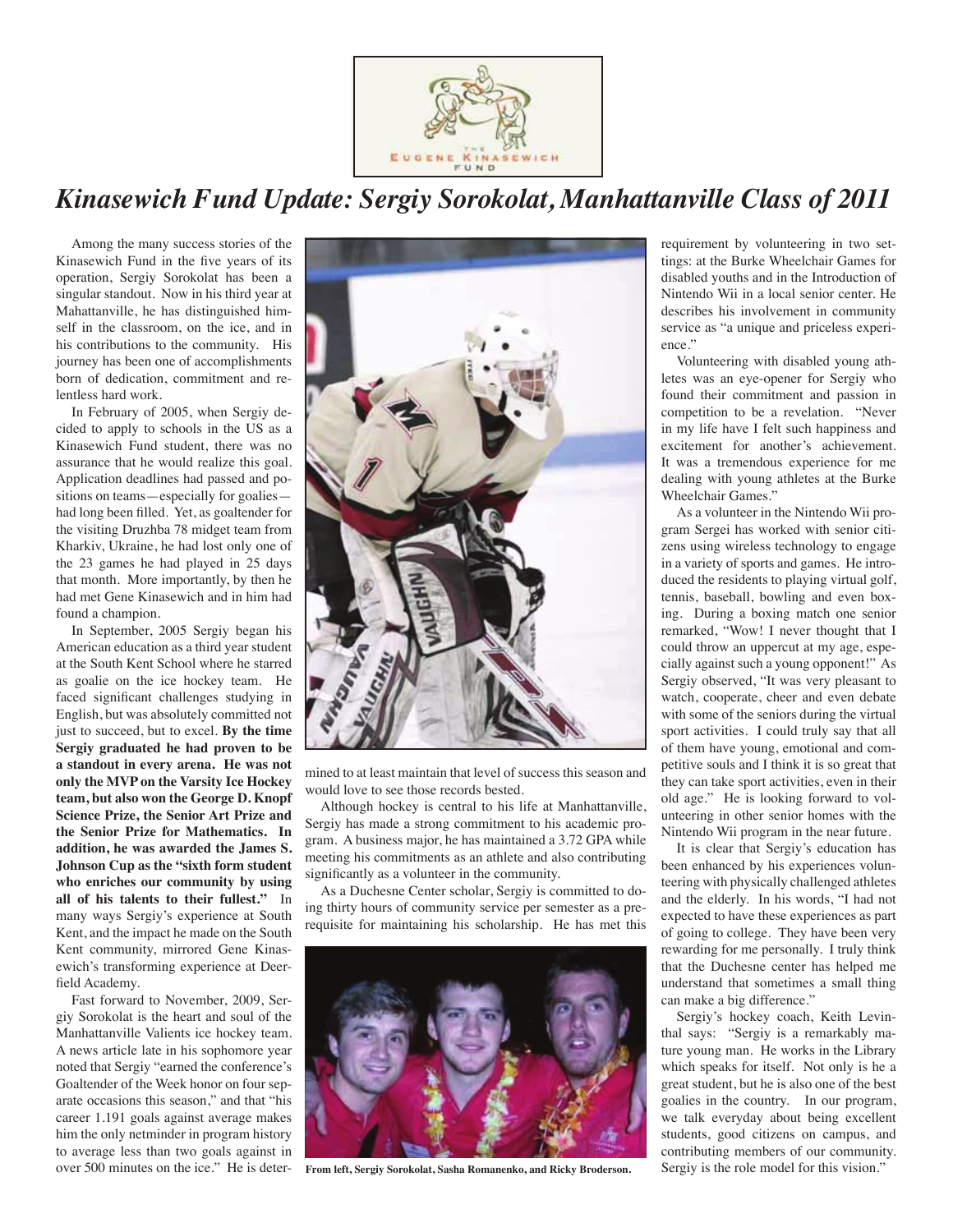# *Kinasewich Fund Update: Sergiy Sorokolat, Manhattanville Class of 2011*

Among the many success stories of the Kinasewich Fund in the five years of its operation, Sergiy Sorokolat has been a singular standout. Now in his third year at Mahattanville, he has distinguished himself in the classroom, on the ice, and in his contributions to the community. His journey has been one of accomplishments born of dedication, commitment and relentless hard work.

In February of 2005, when Sergiy decided to apply to schools in the US as a Kinasewich Fund student, there was no assurance that he would realize this goal. Application deadlines had passed and positions on teams—especially for goalies—had long been filled. Yet, as goaltender for the visiting Druzhba 78 midget team from Kharkiv, Ukraine, he had lost only one of the 23 games he had played in 25 days that month. More importantly, by then he had met Gene Kinasewich and in him had found a champion.

In September, 2005 Sergiy began his American education as a third year student at the South Kent School where he starred as goalie on the ice hockey team. He faced significant challenges studying in English, but was absolutely committed not just to succeed, but to excel. **By the time Sergiy graduated he had proven to be a standout in every arena. He was not only the MVP on the Varsity Ice Hockey team, but also won the George D. Knopf Science Prize, the Senior Art Prize and the Senior Prize for Mathematics. In addition, he was awarded the James S. Johnson Cup as the "sixth form student who enriches our community by using all of his talents to their fullest."** In many ways Sergiy's experience at South Kent, and the impact he made on the South Kent community, mirrored Gene Kinasewich's transforming experience at Deerfield Academy.

Fast forward to November, 2009, Sergiy Sorokolat is the heart and soul of the Manhattanville Valients ice hockey team. A news article late in his sophomore year noted that Sergiy "earned the conference's Goaltender of the Week honor on four separate occasions this season," and that "his career 1.191 goals against average makes him the only netminder in program history to average less than two goals against in over 500 minutes on the ice." He is determined to at least maintain that level of success this season and would love to see those records bested.

Although hockey is central to his life at Manhattanville, Sergiy has made a strong commitment to his academic program. A business major, he has maintained a 3.72 GPA while meeting his commitments as an athlete and also contributing significantly as a volunteer in the community.

As a Duchesne Center scholar, Sergiy is committed to doing thirty hours of community service per semester as a prerequisite for maintaining his scholarship. He has met this requirement by volunteering in two settings: at the Burke Wheelchair Games for disabled youths and in the Introduction of Nintendo Wii in a local senior center. He describes his involvement in community service as "a unique and priceless experience."

**From left, Sergiy Sorokolat, Sasha Romanenko, and Ricky Broderson.**

Volunteering with disabled young athletes was an eye-opener for Sergiy who found their commitment and passion in competition to be a revelation. "Never in my life have I felt such happiness and excitement for another's achievement. It was a tremendous experience for me dealing with young athletes at the Burke Wheelchair Games."

As a volunteer in the Nintendo Wii program Sergei has worked with senior citizens using wireless technology to engage in a variety of sports and games. He introduced the residents to playing virtual golf, tennis, baseball, bowling and even boxing. During a boxing match one senior remarked, "Wow! I never thought that I could throw an uppercut at my age, especially against such a young opponent!" As Sergiy observed, "It was very pleasant to watch, cooperate, cheer and even debate with some of the seniors during the virtual sport activities. I could truly say that all of them have young, emotional and competitive souls and I think it is so great that they can take sport activities, even in their old age." He is looking forward to volunteering in other senior homes with the Nintendo Wii program in the near future.

It is clear that Sergiy's education has been enhanced by his experiences volunteering with physically challenged athletes and the elderly. In his words, "I had not expected to have these experiences as part of going to college. They have been very rewarding for me personally. I truly think that the Duchesne center has helped me understand that sometimes a small thing can make a big difference."

Sergiy's hockey coach, Keith Levinthal says: "Sergiy is a remarkably mature young man. He works in the Library which speaks for itself. Not only is he a great student, but he is also one of the best goalies in the country. In our program, we talk everyday about being excellent students, good citizens on campus, and contributing members of our community. Sergiy is the role model for this vision."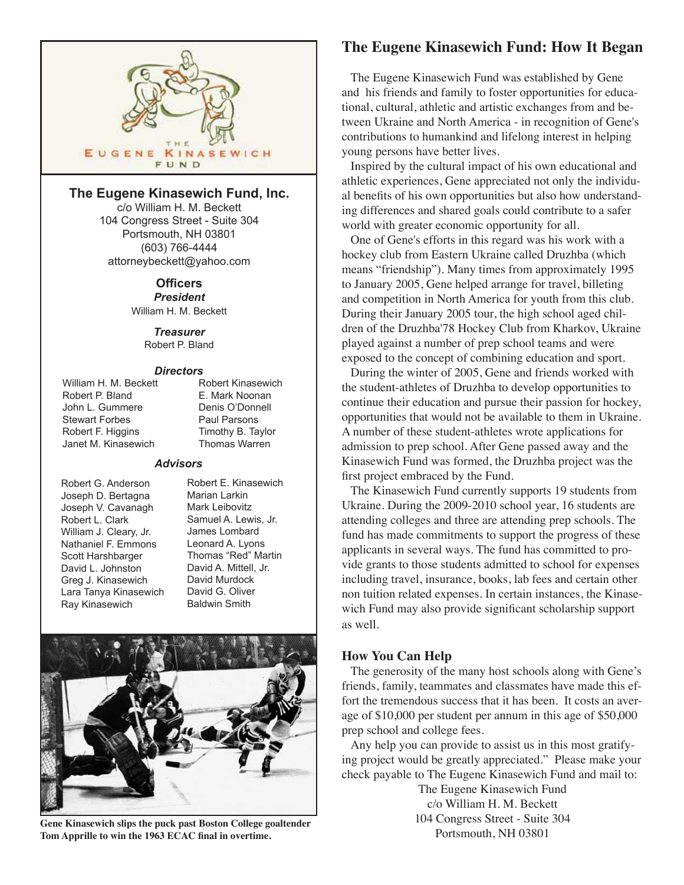**The Eugene Kinasewich Fund, Inc.**
c/o William H. M. Beckett
104 Congress Street - Suite 304
Portsmouth, NH 03801
(603) 766-4444
attorneybeckett@yahoo.com

**Officers**

***President***
William H. M. Beckett

***Treasurer***
Robert P. Bland

***Directors***

William H. M. Beckett
Robert P. Bland
John L. Gummere
Stewart Forbes
Robert F. Higgins
Janet M. Kinasewich
Robert Kinasewich
E. Mark Noonan
Denis O'Donnell
Paul Parsons
Timothy B. Taylor
Thomas Warren

***Advisors***

Robert G. Anderson
Joseph D. Bertagna
Joseph V. Cavanagh
Robert L. Clark
William J. Cleary, Jr.
Nathaniel F. Emmons
Scott Harshbarger
David L. Johnston
Greg J. Kinasewich
Lara Tanya Kinasewich
Ray Kinasewich
Robert E. Kinasewich
Marian Larkin
Mark Leibovitz
Samuel A. Lewis, Jr.
James Lombard
Leonard A. Lyons
Thomas "Red" Martin
David A. Mittell, Jr.
David Murdock
David G. Oliver
Baldwin Smith

**Gene Kinasewich slips the puck past Boston College goaltender Tom Apprille to win the 1963 ECAC final in overtime.**

## The Eugene Kinasewich Fund: How It Began

The Eugene Kinasewich Fund was established by Gene and his friends and family to foster opportunities for educational, cultural, athletic and artistic exchanges from and between Ukraine and North America - in recognition of Gene's contributions to humankind and lifelong interest in helping young persons have better lives.

Inspired by the cultural impact of his own educational and athletic experiences, Gene appreciated not only the individual benefits of his own opportunities but also how understanding differences and shared goals could contribute to a safer world with greater economic opportunity for all.

One of Gene's efforts in this regard was his work with a hockey club from Eastern Ukraine called Druzhba (which means "friendship"). Many times from approximately 1995 to January 2005, Gene helped arrange for travel, billeting and competition in North America for youth from this club. During their January 2005 tour, the high school aged children of the Druzhba'78 Hockey Club from Kharkov, Ukraine played against a number of prep school teams and were exposed to the concept of combining education and sport.

During the winter of 2005, Gene and friends worked with the student-athletes of Druzhba to develop opportunities to continue their education and pursue their passion for hockey, opportunities that would not be available to them in Ukraine. A number of these student-athletes wrote applications for admission to prep school. After Gene passed away and the Kinasewich Fund was formed, the Druzhba project was the first project embraced by the Fund.

The Kinasewich Fund currently supports 19 students from Ukraine. During the 2009-2010 school year, 16 students are attending colleges and three are attending prep schools. The fund has made commitments to support the progress of these applicants in several ways. The fund has committed to provide grants to those students admitted to school for expenses including travel, insurance, books, lab fees and certain other non tuition related expenses. In certain instances, the Kinasewich Fund may also provide significant scholarship support as well.

### How You Can Help

The generosity of the many host schools along with Gene's friends, family, teammates and classmates have made this effort the tremendous success that it has been. It costs an average of $10,000 per student per annum in this age of $50,000 prep school and college fees.

Any help you can provide to assist us in this most gratifying project would be greatly appreciated." Please make your check payable to The Eugene Kinasewich Fund and mail to:

The Eugene Kinasewich Fund
c/o William H. M. Beckett
104 Congress Street - Suite 304
Portsmouth, NH 03801